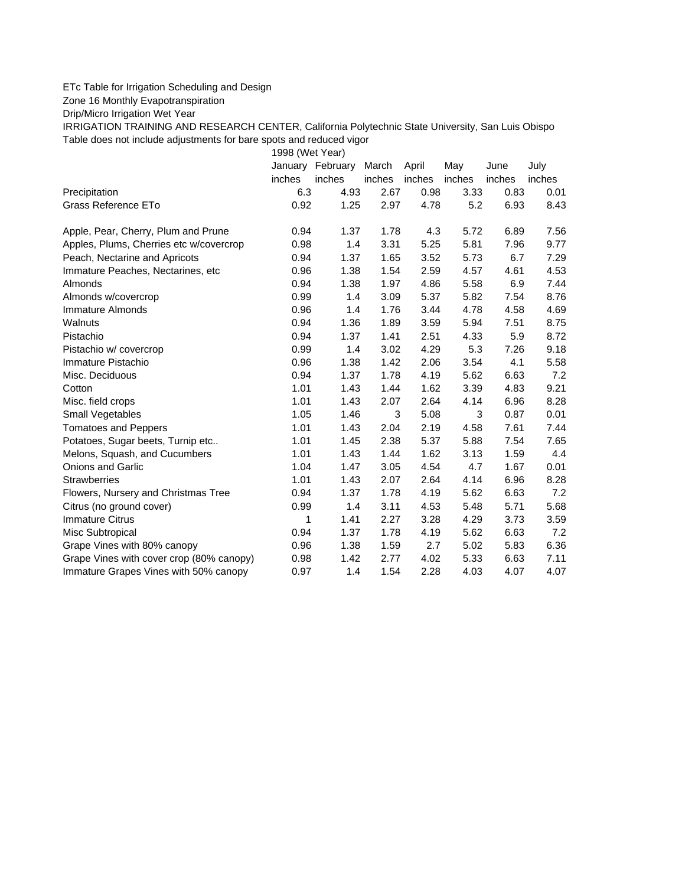ETc Table for Irrigation Scheduling and Design

Zone 16 Monthly Evapotranspiration

Drip/Micro Irrigation Wet Year

IRRIGATION TRAINING AND RESEARCH CENTER, California Polytechnic State University, San Luis Obispo

Table does not include adjustments for bare spots and reduced vigor

| | 1998 (Wet Year) | | | | | | |
|---|---|---|---|---|---|---|---|
| | January | February | March | April | May | June | July |
| | inches | inches | inches | inches | inches | inches | inches |
| Precipitation | 6.3 | 4.93 | 2.67 | 0.98 | 3.33 | 0.83 | 0.01 |
| Grass Reference ETo | 0.92 | 1.25 | 2.97 | 4.78 | 5.2 | 6.93 | 8.43 |
| | | | | | | | |
| Apple, Pear, Cherry, Plum and Prune | 0.94 | 1.37 | 1.78 | 4.3 | 5.72 | 6.89 | 7.56 |
| Apples, Plums, Cherries etc w/covercrop | 0.98 | 1.4 | 3.31 | 5.25 | 5.81 | 7.96 | 9.77 |
| Peach, Nectarine and Apricots | 0.94 | 1.37 | 1.65 | 3.52 | 5.73 | 6.7 | 7.29 |
| Immature Peaches, Nectarines, etc | 0.96 | 1.38 | 1.54 | 2.59 | 4.57 | 4.61 | 4.53 |
| Almonds | 0.94 | 1.38 | 1.97 | 4.86 | 5.58 | 6.9 | 7.44 |
| Almonds w/covercrop | 0.99 | 1.4 | 3.09 | 5.37 | 5.82 | 7.54 | 8.76 |
| Immature Almonds | 0.96 | 1.4 | 1.76 | 3.44 | 4.78 | 4.58 | 4.69 |
| Walnuts | 0.94 | 1.36 | 1.89 | 3.59 | 5.94 | 7.51 | 8.75 |
| Pistachio | 0.94 | 1.37 | 1.41 | 2.51 | 4.33 | 5.9 | 8.72 |
| Pistachio w/ covercrop | 0.99 | 1.4 | 3.02 | 4.29 | 5.3 | 7.26 | 9.18 |
| Immature Pistachio | 0.96 | 1.38 | 1.42 | 2.06 | 3.54 | 4.1 | 5.58 |
| Misc. Deciduous | 0.94 | 1.37 | 1.78 | 4.19 | 5.62 | 6.63 | 7.2 |
| Cotton | 1.01 | 1.43 | 1.44 | 1.62 | 3.39 | 4.83 | 9.21 |
| Misc. field crops | 1.01 | 1.43 | 2.07 | 2.64 | 4.14 | 6.96 | 8.28 |
| Small Vegetables | 1.05 | 1.46 | 3 | 5.08 | 3 | 0.87 | 0.01 |
| Tomatoes and Peppers | 1.01 | 1.43 | 2.04 | 2.19 | 4.58 | 7.61 | 7.44 |
| Potatoes, Sugar beets, Turnip etc.. | 1.01 | 1.45 | 2.38 | 5.37 | 5.88 | 7.54 | 7.65 |
| Melons, Squash, and Cucumbers | 1.01 | 1.43 | 1.44 | 1.62 | 3.13 | 1.59 | 4.4 |
| Onions and Garlic | 1.04 | 1.47 | 3.05 | 4.54 | 4.7 | 1.67 | 0.01 |
| Strawberries | 1.01 | 1.43 | 2.07 | 2.64 | 4.14 | 6.96 | 8.28 |
| Flowers, Nursery and Christmas Tree | 0.94 | 1.37 | 1.78 | 4.19 | 5.62 | 6.63 | 7.2 |
| Citrus (no ground cover) | 0.99 | 1.4 | 3.11 | 4.53 | 5.48 | 5.71 | 5.68 |
| Immature Citrus | 1 | 1.41 | 2.27 | 3.28 | 4.29 | 3.73 | 3.59 |
| Misc Subtropical | 0.94 | 1.37 | 1.78 | 4.19 | 5.62 | 6.63 | 7.2 |
| Grape Vines with 80% canopy | 0.96 | 1.38 | 1.59 | 2.7 | 5.02 | 5.83 | 6.36 |
| Grape Vines with cover crop (80% canopy) | 0.98 | 1.42 | 2.77 | 4.02 | 5.33 | 6.63 | 7.11 |
| Immature Grapes Vines with 50% canopy | 0.97 | 1.4 | 1.54 | 2.28 | 4.03 | 4.07 | 4.07 |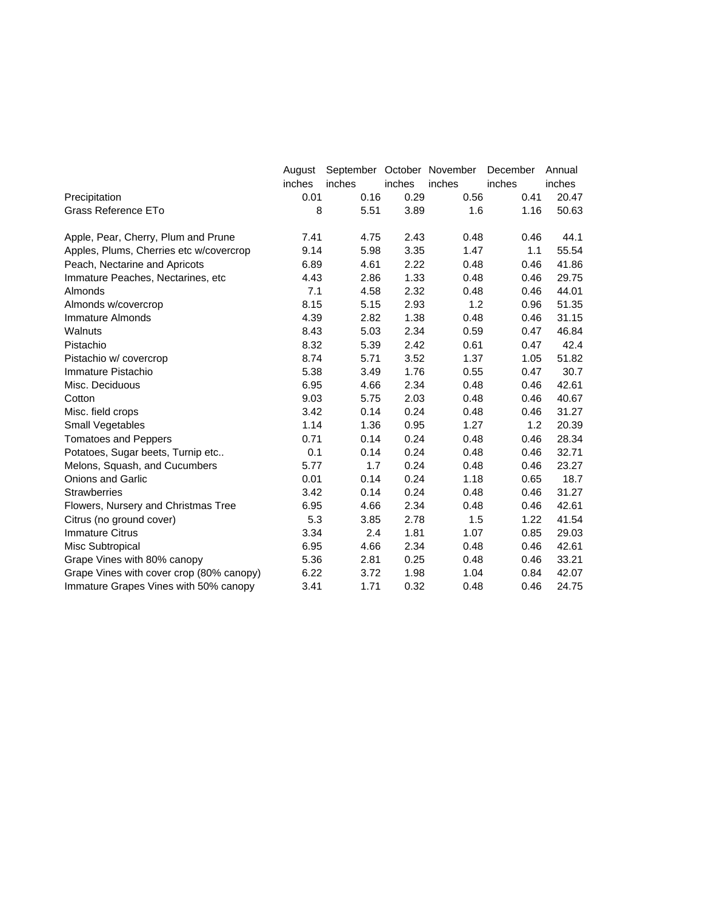| | August inches | September inches | October inches | November inches | December inches | Annual inches |
|---|---|---|---|---|---|---|
| Precipitation | 0.01 | 0.16 | 0.29 | 0.56 | 0.41 | 20.47 |
| Grass Reference ETo | 8 | 5.51 | 3.89 | 1.6 | 1.16 | 50.63 |
| | | | | | | |
| Apple, Pear, Cherry, Plum and Prune | 7.41 | 4.75 | 2.43 | 0.48 | 0.46 | 44.1 |
| Apples, Plums, Cherries etc w/covercrop | 9.14 | 5.98 | 3.35 | 1.47 | 1.1 | 55.54 |
| Peach, Nectarine and Apricots | 6.89 | 4.61 | 2.22 | 0.48 | 0.46 | 41.86 |
| Immature Peaches, Nectarines, etc | 4.43 | 2.86 | 1.33 | 0.48 | 0.46 | 29.75 |
| Almonds | 7.1 | 4.58 | 2.32 | 0.48 | 0.46 | 44.01 |
| Almonds w/covercrop | 8.15 | 5.15 | 2.93 | 1.2 | 0.96 | 51.35 |
| Immature Almonds | 4.39 | 2.82 | 1.38 | 0.48 | 0.46 | 31.15 |
| Walnuts | 8.43 | 5.03 | 2.34 | 0.59 | 0.47 | 46.84 |
| Pistachio | 8.32 | 5.39 | 2.42 | 0.61 | 0.47 | 42.4 |
| Pistachio w/ covercrop | 8.74 | 5.71 | 3.52 | 1.37 | 1.05 | 51.82 |
| Immature Pistachio | 5.38 | 3.49 | 1.76 | 0.55 | 0.47 | 30.7 |
| Misc. Deciduous | 6.95 | 4.66 | 2.34 | 0.48 | 0.46 | 42.61 |
| Cotton | 9.03 | 5.75 | 2.03 | 0.48 | 0.46 | 40.67 |
| Misc. field crops | 3.42 | 0.14 | 0.24 | 0.48 | 0.46 | 31.27 |
| Small Vegetables | 1.14 | 1.36 | 0.95 | 1.27 | 1.2 | 20.39 |
| Tomatoes and Peppers | 0.71 | 0.14 | 0.24 | 0.48 | 0.46 | 28.34 |
| Potatoes, Sugar beets, Turnip etc.. | 0.1 | 0.14 | 0.24 | 0.48 | 0.46 | 32.71 |
| Melons, Squash, and Cucumbers | 5.77 | 1.7 | 0.24 | 0.48 | 0.46 | 23.27 |
| Onions and Garlic | 0.01 | 0.14 | 0.24 | 1.18 | 0.65 | 18.7 |
| Strawberries | 3.42 | 0.14 | 0.24 | 0.48 | 0.46 | 31.27 |
| Flowers, Nursery and Christmas Tree | 6.95 | 4.66 | 2.34 | 0.48 | 0.46 | 42.61 |
| Citrus (no ground cover) | 5.3 | 3.85 | 2.78 | 1.5 | 1.22 | 41.54 |
| Immature Citrus | 3.34 | 2.4 | 1.81 | 1.07 | 0.85 | 29.03 |
| Misc Subtropical | 6.95 | 4.66 | 2.34 | 0.48 | 0.46 | 42.61 |
| Grape Vines with 80% canopy | 5.36 | 2.81 | 0.25 | 0.48 | 0.46 | 33.21 |
| Grape Vines with cover crop (80% canopy) | 6.22 | 3.72 | 1.98 | 1.04 | 0.84 | 42.07 |
| Immature Grapes Vines with 50% canopy | 3.41 | 1.71 | 0.32 | 0.48 | 0.46 | 24.75 |